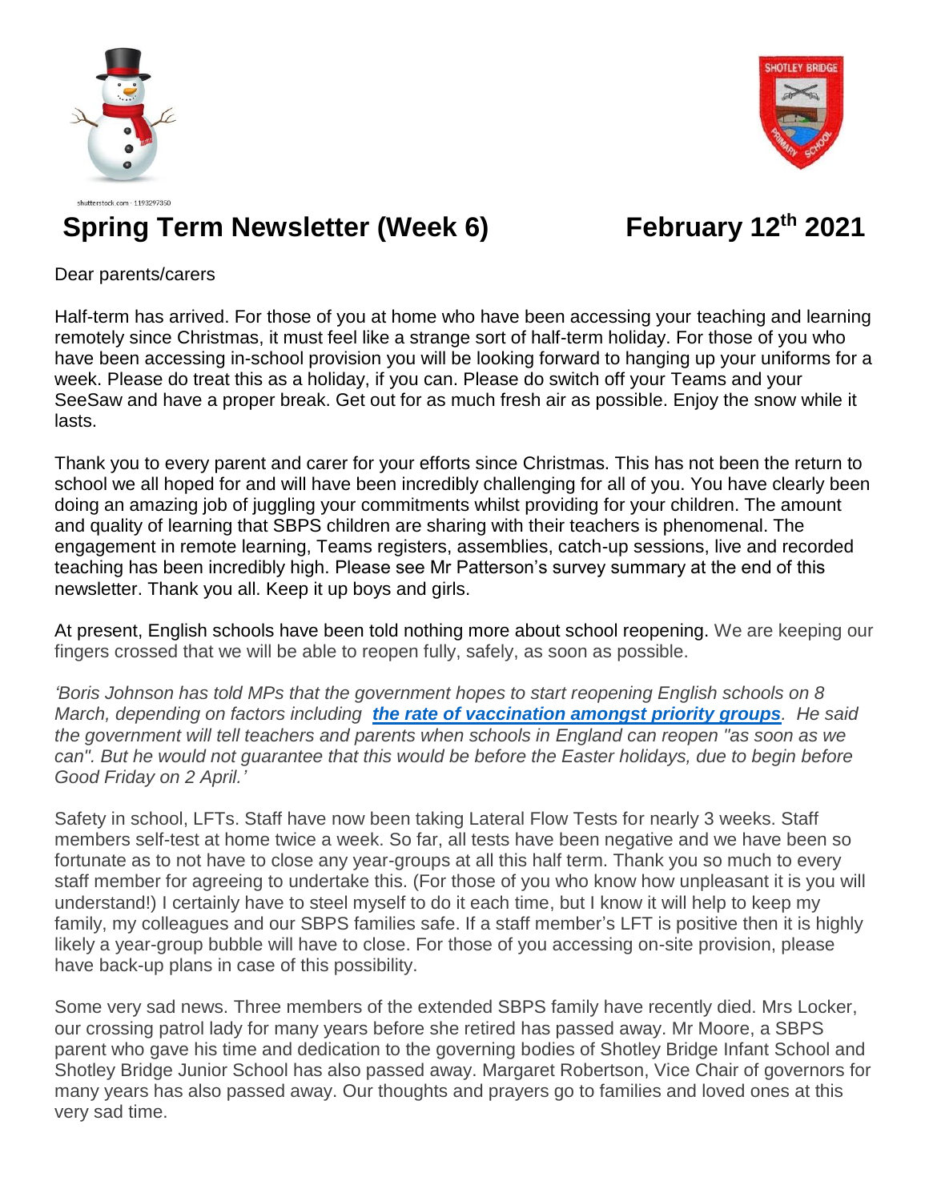shutterstock.com · 1193297350

# Spring Term Newsletter (Week 6) February 12th 2021

Dear parents/carers

Half-term has arrived. For those of you at home who have been accessing your teaching and learning remotely since Christmas, it must feel like a strange sort of half-term holiday. For those of you who have been accessing in-school provision you will be looking forward to hanging up your uniforms for a week. Please do treat this as a holiday, if you can. Please do switch off your Teams and your SeeSaw and have a proper break. Get out for as much fresh air as possible. Enjoy the snow while it lasts.

Thank you to every parent and carer for your efforts since Christmas. This has not been the return to school we all hoped for and will have been incredibly challenging for all of you. You have clearly been doing an amazing job of juggling your commitments whilst providing for your children. The amount and quality of learning that SBPS children are sharing with their teachers is phenomenal. The engagement in remote learning, Teams registers, assemblies, catch-up sessions, live and recorded teaching has been incredibly high. Please see Mr Patterson's survey summary at the end of this newsletter. Thank you all. Keep it up boys and girls.

At present, English schools have been told nothing more about school reopening. We are keeping our fingers crossed that we will be able to reopen fully, safely, as soon as possible.

*'Boris Johnson has told MPs that the government hopes to start reopening English schools on 8 March, depending on factors including* ***the rate of vaccination amongst priority groups****. He said the government will tell teachers and parents when schools in England can reopen "as soon as we can". But he would not guarantee that this would be before the Easter holidays, due to begin before Good Friday on 2 April.'*

Safety in school, LFTs. Staff have now been taking Lateral Flow Tests for nearly 3 weeks. Staff members self-test at home twice a week. So far, all tests have been negative and we have been so fortunate as to not have to close any year-groups at all this half term. Thank you so much to every staff member for agreeing to undertake this. (For those of you who know how unpleasant it is you will understand!) I certainly have to steel myself to do it each time, but I know it will help to keep my family, my colleagues and our SBPS families safe. If a staff member's LFT is positive then it is highly likely a year-group bubble will have to close. For those of you accessing on-site provision, please have back-up plans in case of this possibility.

Some very sad news. Three members of the extended SBPS family have recently died. Mrs Locker, our crossing patrol lady for many years before she retired has passed away. Mr Moore, a SBPS parent who gave his time and dedication to the governing bodies of Shotley Bridge Infant School and Shotley Bridge Junior School has also passed away. Margaret Robertson, Vice Chair of governors for many years has also passed away. Our thoughts and prayers go to families and loved ones at this very sad time.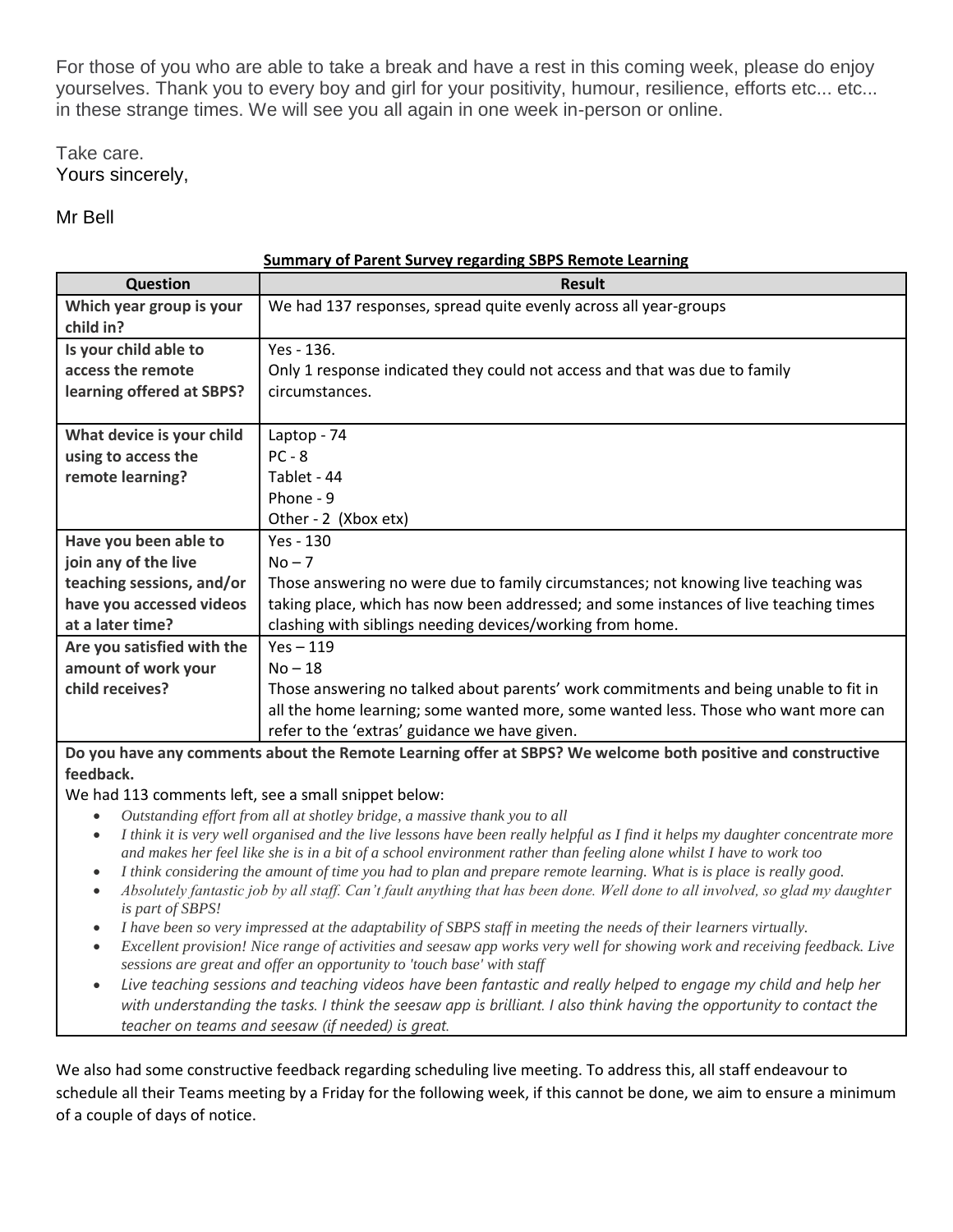For those of you who are able to take a break and have a rest in this coming week, please do enjoy yourselves. Thank you to every boy and girl for your positivity, humour, resilience, efforts etc... etc... in these strange times. We will see you all again in one week in-person or online.

Take care.
Yours sincerely,

Mr Bell

**Summary of Parent Survey regarding SBPS Remote Learning**

| Question | Result |
|---|---|
| **Which year group is your child in?** | We had 137 responses, spread quite evenly across all year-groups |
| **Is your child able to access the remote learning offered at SBPS?** | Yes - 136.<br>Only 1 response indicated they could not access and that was due to family circumstances. |
| **What device is your child using to access the remote learning?** | Laptop - 74<br>PC - 8<br>Tablet - 44<br>Phone - 9<br>Other - 2 (Xbox etx) |
| **Have you been able to join any of the live teaching sessions, and/or have you accessed videos at a later time?** | Yes - 130<br>No – 7<br>Those answering no were due to family circumstances; not knowing live teaching was taking place, which has now been addressed; and some instances of live teaching times clashing with siblings needing devices/working from home. |
| **Are you satisfied with the amount of work your child receives?** | Yes – 119<br>No – 18<br>Those answering no talked about parents' work commitments and being unable to fit in all the home learning; some wanted more, some wanted less. Those who want more can refer to the 'extras' guidance we have given. |

**Do you have any comments about the Remote Learning offer at SBPS? We welcome both positive and constructive feedback.**

We had 113 comments left, see a small snippet below:

- *Outstanding effort from all at shotley bridge, a massive thank you to all*
- *I think it is very well organised and the live lessons have been really helpful as I find it helps my daughter concentrate more and makes her feel like she is in a bit of a school environment rather than feeling alone whilst I have to work too*
- *I think considering the amount of time you had to plan and prepare remote learning. What is is place is really good.*
- *Absolutely fantastic job by all staff. Can't fault anything that has been done. Well done to all involved, so glad my daughter is part of SBPS!*
- *I have been so very impressed at the adaptability of SBPS staff in meeting the needs of their learners virtually.*
- *Excellent provision! Nice range of activities and seesaw app works very well for showing work and receiving feedback. Live sessions are great and offer an opportunity to 'touch base' with staff*
- *Live teaching sessions and teaching videos have been fantastic and really helped to engage my child and help her with understanding the tasks. I think the seesaw app is brilliant. I also think having the opportunity to contact the teacher on teams and seesaw (if needed) is great.*

We also had some constructive feedback regarding scheduling live meeting. To address this, all staff endeavour to schedule all their Teams meeting by a Friday for the following week, if this cannot be done, we aim to ensure a minimum of a couple of days of notice.